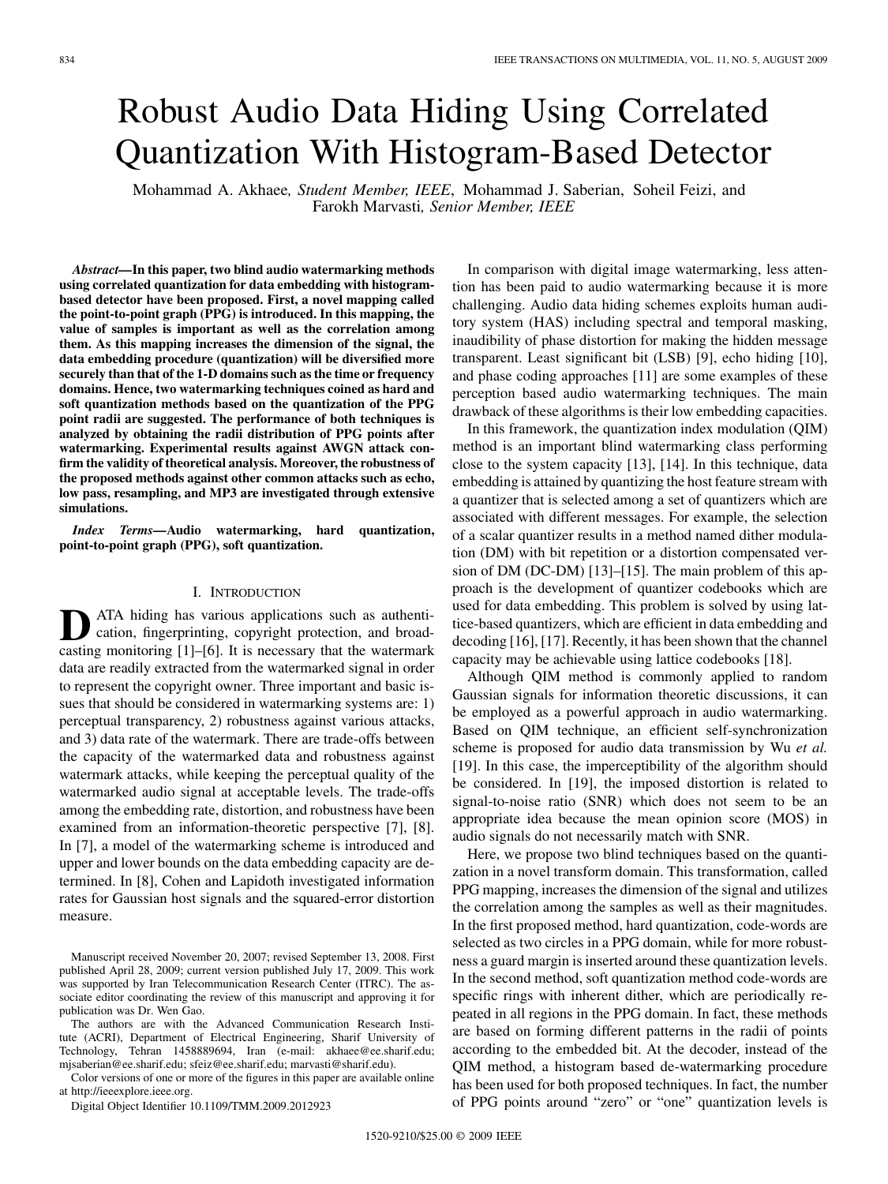# Robust Audio Data Hiding Using Correlated Quantization With Histogram-Based Detector

Mohammad A. Akhaee, *Student Member, IEEE*, Mohammad J. Saberian, Soheil Feizi, and Farokh Marvasti, *Senior Member, IEEE*

***Abstract*—In this paper, two blind audio watermarking methods using correlated quantization for data embedding with histogram-based detector have been proposed. First, a novel mapping called the point-to-point graph (PPG) is introduced. In this mapping, the value of samples is important as well as the correlation among them. As this mapping increases the dimension of the signal, the data embedding procedure (quantization) will be diversified more securely than that of the 1-D domains such as the time or frequency domains. Hence, two watermarking techniques coined as hard and soft quantization methods based on the quantization of the PPG point radii are suggested. The performance of both techniques is analyzed by obtaining the radii distribution of PPG points after watermarking. Experimental results against AWGN attack confirm the validity of theoretical analysis. Moreover, the robustness of the proposed methods against other common attacks such as echo, low pass, resampling, and MP3 are investigated through extensive simulations.**

***Index Terms*—Audio watermarking, hard quantization, point-to-point graph (PPG), soft quantization.**

## I. Introduction

Data hiding has various applications such as authentication, fingerprinting, copyright protection, and broadcasting monitoring [1]–[6]. It is necessary that the watermark data are readily extracted from the watermarked signal in order to represent the copyright owner. Three important and basic issues that should be considered in watermarking systems are: 1) perceptual transparency, 2) robustness against various attacks, and 3) data rate of the watermark. There are trade-offs between the capacity of the watermarked data and robustness against watermark attacks, while keeping the perceptual quality of the watermarked audio signal at acceptable levels. The trade-offs among the embedding rate, distortion, and robustness have been examined from an information-theoretic perspective [7], [8]. In [7], a model of the watermarking scheme is introduced and upper and lower bounds on the data embedding capacity are determined. In [8], Cohen and Lapidoth investigated information rates for Gaussian host signals and the squared-error distortion measure.

In comparison with digital image watermarking, less attention has been paid to audio watermarking because it is more challenging. Audio data hiding schemes exploits human auditory system (HAS) including spectral and temporal masking, inaudibility of phase distortion for making the hidden message transparent. Least significant bit (LSB) [9], echo hiding [10], and phase coding approaches [11] are some examples of these perception based audio watermarking techniques. The main drawback of these algorithms is their low embedding capacities.

In this framework, the quantization index modulation (QIM) method is an important blind watermarking class performing close to the system capacity [13], [14]. In this technique, data embedding is attained by quantizing the host feature stream with a quantizer that is selected among a set of quantizers which are associated with different messages. For example, the selection of a scalar quantizer results in a method named dither modulation (DM) with bit repetition or a distortion compensated version of DM (DC-DM) [13]–[15]. The main problem of this approach is the development of quantizer codebooks which are used for data embedding. This problem is solved by using lattice-based quantizers, which are efficient in data embedding and decoding [16], [17]. Recently, it has been shown that the channel capacity may be achievable using lattice codebooks [18].

Although QIM method is commonly applied to random Gaussian signals for information theoretic discussions, it can be employed as a powerful approach in audio watermarking. Based on QIM technique, an efficient self-synchronization scheme is proposed for audio data transmission by Wu *et al.* [19]. In this case, the imperceptibility of the algorithm should be considered. In [19], the imposed distortion is related to signal-to-noise ratio (SNR) which does not seem to be an appropriate idea because the mean opinion score (MOS) in audio signals do not necessarily match with SNR.

Here, we propose two blind techniques based on the quantization in a novel transform domain. This transformation, called PPG mapping, increases the dimension of the signal and utilizes the correlation among the samples as well as their magnitudes. In the first proposed method, hard quantization, code-words are selected as two circles in a PPG domain, while for more robustness a guard margin is inserted around these quantization levels. In the second method, soft quantization method code-words are specific rings with inherent dither, which are periodically repeated in all regions in the PPG domain. In fact, these methods are based on forming different patterns in the radii of points according to the embedded bit. At the decoder, instead of the QIM method, a histogram based de-watermarking procedure has been used for both proposed techniques. In fact, the number of PPG points around "zero" or "one" quantization levels is

Manuscript received November 20, 2007; revised September 13, 2008. First published April 28, 2009; current version published July 17, 2009. This work was supported by Iran Telecommunication Research Center (ITRC). The associate editor coordinating the review of this manuscript and approving it for publication was Dr. Wen Gao.

The authors are with the Advanced Communication Research Institute (ACRI), Department of Electrical Engineering, Sharif University of Technology, Tehran 1458889694, Iran (e-mail: akhaee@ee.sharif.edu; mjsaberian@ee.sharif.edu; sfeiz@ee.sharif.edu; marvasti@sharif.edu).

Color versions of one or more of the figures in this paper are available online at http://ieeexplore.ieee.org.

Digital Object Identifier 10.1109/TMM.2009.2012923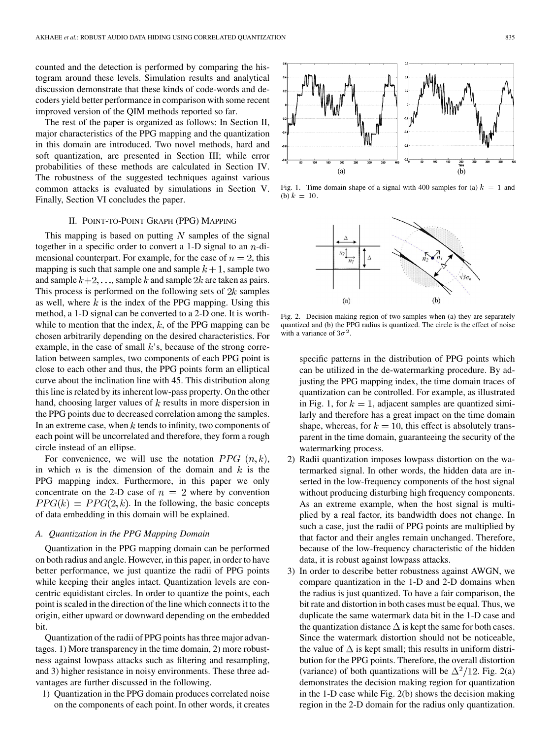counted and the detection is performed by comparing the histogram around these levels. Simulation results and analytical discussion demonstrate that these kinds of code-words and decoders yield better performance in comparison with some recent improved version of the QIM methods reported so far.

The rest of the paper is organized as follows: In Section II, major characteristics of the PPG mapping and the quantization in this domain are introduced. Two novel methods, hard and soft quantization, are presented in Section III; while error probabilities of these methods are calculated in Section IV. The robustness of the suggested techniques against various common attacks is evaluated by simulations in Section V. Finally, Section VI concludes the paper.

## II. Point-to-Point Graph (PPG) Mapping

This mapping is based on putting $N$ samples of the signal together in a specific order to convert a 1-D signal to an $n$-dimensional counterpart. For example, for the case of $n = 2$, this mapping is such that sample one and sample $k+1$, sample two and sample $k+2, \ldots$, sample $k$ and sample $2k$ are taken as pairs. This process is performed on the following sets of $2k$ samples as well, where $k$ is the index of the PPG mapping. Using this method, a 1-D signal can be converted to a 2-D one. It is worthwhile to mention that the index, $k$, of the PPG mapping can be chosen arbitrarily depending on the desired characteristics. For example, in the case of small $k$'s, because of the strong correlation between samples, two components of each PPG point is close to each other and thus, the PPG points form an elliptical curve about the inclination line with 45. This distribution along this line is related by its inherent low-pass property. On the other hand, choosing larger values of $k$ results in more dispersion in the PPG points due to decreased correlation among the samples. In an extreme case, when $k$ tends to infinity, two components of each point will be uncorrelated and therefore, they form a rough circle instead of an ellipse.

For convenience, we will use the notation $PPG\ (n, k)$, in which $n$ is the dimension of the domain and $k$ is the PPG mapping index. Furthermore, in this paper we only concentrate on the 2-D case of $n = 2$ where by convention $PPG(k) = PPG(2, k)$. In the following, the basic concepts of data embedding in this domain will be explained.

### A. Quantization in the PPG Mapping Domain

Quantization in the PPG mapping domain can be performed on both radius and angle. However, in this paper, in order to have better performance, we just quantize the radii of PPG points while keeping their angles intact. Quantization levels are concentric equidistant circles. In order to quantize the points, each point is scaled in the direction of the line which connects it to the origin, either upward or downward depending on the embedded bit.

Quantization of the radii of PPG points has three major advantages. 1) More transparency in the time domain, 2) more robustness against lowpass attacks such as filtering and resampling, and 3) higher resistance in noisy environments. These three advantages are further discussed in the following.

1) Quantization in the PPG domain produces correlated noise on the components of each point. In other words, it creates specific patterns in the distribution of PPG points which can be utilized in the de-watermarking procedure. By adjusting the PPG mapping index, the time domain traces of quantization can be controlled. For example, as illustrated in Fig. 1, for $k = 1$, adjacent samples are quantized similarly and therefore has a great impact on the time domain shape, whereas, for $k = 10$, this effect is absolutely transparent in the time domain, guaranteeing the security of the watermarking process.
2) Radii quantization imposes lowpass distortion on the watermarked signal. In other words, the hidden data are inserted in the low-frequency components of the host signal without producing disturbing high frequency components. As an extreme example, when the host signal is multiplied by a real factor, its bandwidth does not change. In such a case, just the radii of PPG points are multiplied by that factor and their angles remain unchanged. Therefore, because of the low-frequency characteristic of the hidden data, it is robust against lowpass attacks.
3) In order to describe better robustness against AWGN, we compare quantization in the 1-D and 2-D domains when the radius is just quantized. To have a fair comparison, the bit rate and distortion in both cases must be equal. Thus, we duplicate the same watermark data bit in the 1-D case and the quantization distance $\Delta$ is kept the same for both cases. Since the watermark distortion should not be noticeable, the value of $\Delta$ is kept small; this results in uniform distribution for the PPG points. Therefore, the overall distortion (variance) of both quantizations will be $\Delta^2/12$. Fig. 2(a) demonstrates the decision making region for quantization in the 1-D case while Fig. 2(b) shows the decision making region in the 2-D domain for the radius only quantization.

Fig. 1. Time domain shape of a signal with 400 samples for (a) $k = 1$ and (b) $k = 10$.

Fig. 2. Decision making region of two samples when (a) they are separately quantized and (b) the PPG radius is quantized. The circle is the effect of noise with a variance of $3\sigma^2$.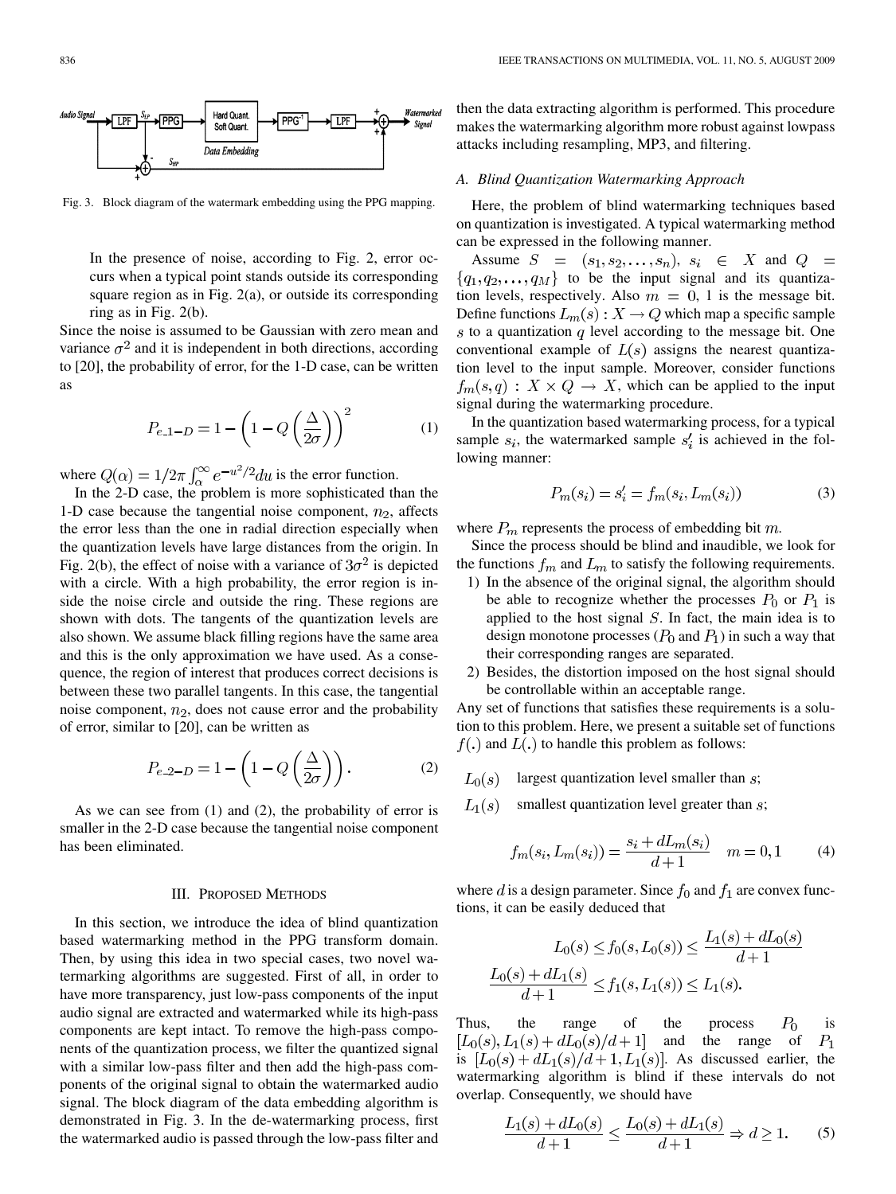Fig. 3. Block diagram of the watermark embedding using the PPG mapping.

> In the presence of noise, according to Fig. 2, error occurs when a typical point stands outside its corresponding square region as in Fig. 2(a), or outside its corresponding ring as in Fig. 2(b).

Since the noise is assumed to be Gaussian with zero mean and variance $\sigma^2$ and it is independent in both directions, according to [20], the probability of error, for the 1-D case, can be written as

$$P_{e\_1-D} = 1 - \left(1 - Q\left(\frac{\Delta}{2\sigma}\right)\right)^2 \quad (1)$$

where $Q(\alpha) = 1/2\pi \int_{\alpha}^{\infty} e^{-u^2/2} du$ is the error function.

In the 2-D case, the problem is more sophisticated than the 1-D case because the tangential noise component, $n_2$, affects the error less than the one in radial direction especially when the quantization levels have large distances from the origin. In Fig. 2(b), the effect of noise with a variance of $3\sigma^2$ is depicted with a circle. With a high probability, the error region is inside the noise circle and outside the ring. These regions are shown with dots. The tangents of the quantization levels are also shown. We assume black filling regions have the same area and this is the only approximation we have used. As a consequence, the region of interest that produces correct decisions is between these two parallel tangents. In this case, the tangential noise component, $n_2$, does not cause error and the probability of error, similar to [20], can be written as

$$P_{e\_2-D} = 1 - \left(1 - Q\left(\frac{\Delta}{2\sigma}\right)\right). \quad (2)$$

As we can see from (1) and (2), the probability of error is smaller in the 2-D case because the tangential noise component has been eliminated.

## III. Proposed Methods

In this section, we introduce the idea of blind quantization based watermarking method in the PPG transform domain. Then, by using this idea in two special cases, two novel watermarking algorithms are suggested. First of all, in order to have more transparency, just low-pass components of the input audio signal are extracted and watermarked while its high-pass components are kept intact. To remove the high-pass components of the quantization process, we filter the quantized signal with a similar low-pass filter and then add the high-pass components of the original signal to obtain the watermarked audio signal. The block diagram of the data embedding algorithm is demonstrated in Fig. 3. In the de-watermarking process, first the watermarked audio is passed through the low-pass filter and then the data extracting algorithm is performed. This procedure makes the watermarking algorithm more robust against lowpass attacks including resampling, MP3, and filtering.

### A. Blind Quantization Watermarking Approach

Here, the problem of blind watermarking techniques based on quantization is investigated. A typical watermarking method can be expressed in the following manner.

Assume $S = (s_1, s_2, \ldots, s_n)$, $s_i \in X$ and $Q = \{q_1, q_2, \ldots, q_M\}$ to be the input signal and its quantization levels, respectively. Also $m = 0, 1$ is the message bit. Define functions $L_m(s) : X \rightarrow Q$ which map a specific sample $s$ to a quantization $q$ level according to the message bit. One conventional example of $L(s)$ assigns the nearest quantization level to the input sample. Moreover, consider functions $f_m(s, q) : X \times Q \rightarrow X$, which can be applied to the input signal during the watermarking procedure.

In the quantization based watermarking process, for a typical sample $s_i$, the watermarked sample $s_i'$ is achieved in the following manner:

$$P_m(s_i) = s_i' = f_m(s_i, L_m(s_i)) \quad (3)$$

where $P_m$ represents the process of embedding bit $m$.

Since the process should be blind and inaudible, we look for the functions $f_m$ and $L_m$ to satisfy the following requirements.

1) In the absence of the original signal, the algorithm should be able to recognize whether the processes $P_0$ or $P_1$ is applied to the host signal $S$. In fact, the main idea is to design monotone processes ($P_0$ and $P_1$) in such a way that their corresponding ranges are separated.
2) Besides, the distortion imposed on the host signal should be controllable within an acceptable range.

Any set of functions that satisfies these requirements is a solution to this problem. Here, we present a suitable set of functions $f(.)$ and $L(.)$ to handle this problem as follows:

$L_0(s)$ largest quantization level smaller than $s$;

$L_1(s)$ smallest quantization level greater than $s$;

$$f_m(s_i, L_m(s_i)) = \frac{s_i + dL_m(s_i)}{d+1} \quad m = 0, 1 \quad (4)$$

where $d$ is a design parameter. Since $f_0$ and $f_1$ are convex functions, it can be easily deduced that

$$L_0(s) \leq f_0(s, L_0(s)) \leq \frac{L_1(s) + dL_0(s)}{d+1}$$

$$\frac{L_0(s) + dL_1(s)}{d+1} \leq f_1(s, L_1(s)) \leq L_1(s).$$

Thus, the range of the process $P_0$ is $[L_0(s), L_1(s) + dL_0(s)/d+1]$ and the range of $P_1$ is $[L_0(s) + dL_1(s)/d+1, L_1(s)]$. As discussed earlier, the watermarking algorithm is blind if these intervals do not overlap. Consequently, we should have

$$\frac{L_1(s) + dL_0(s)}{d+1} \leq \frac{L_0(s) + dL_1(s)}{d+1} \Rightarrow d \geq 1. \quad (5)$$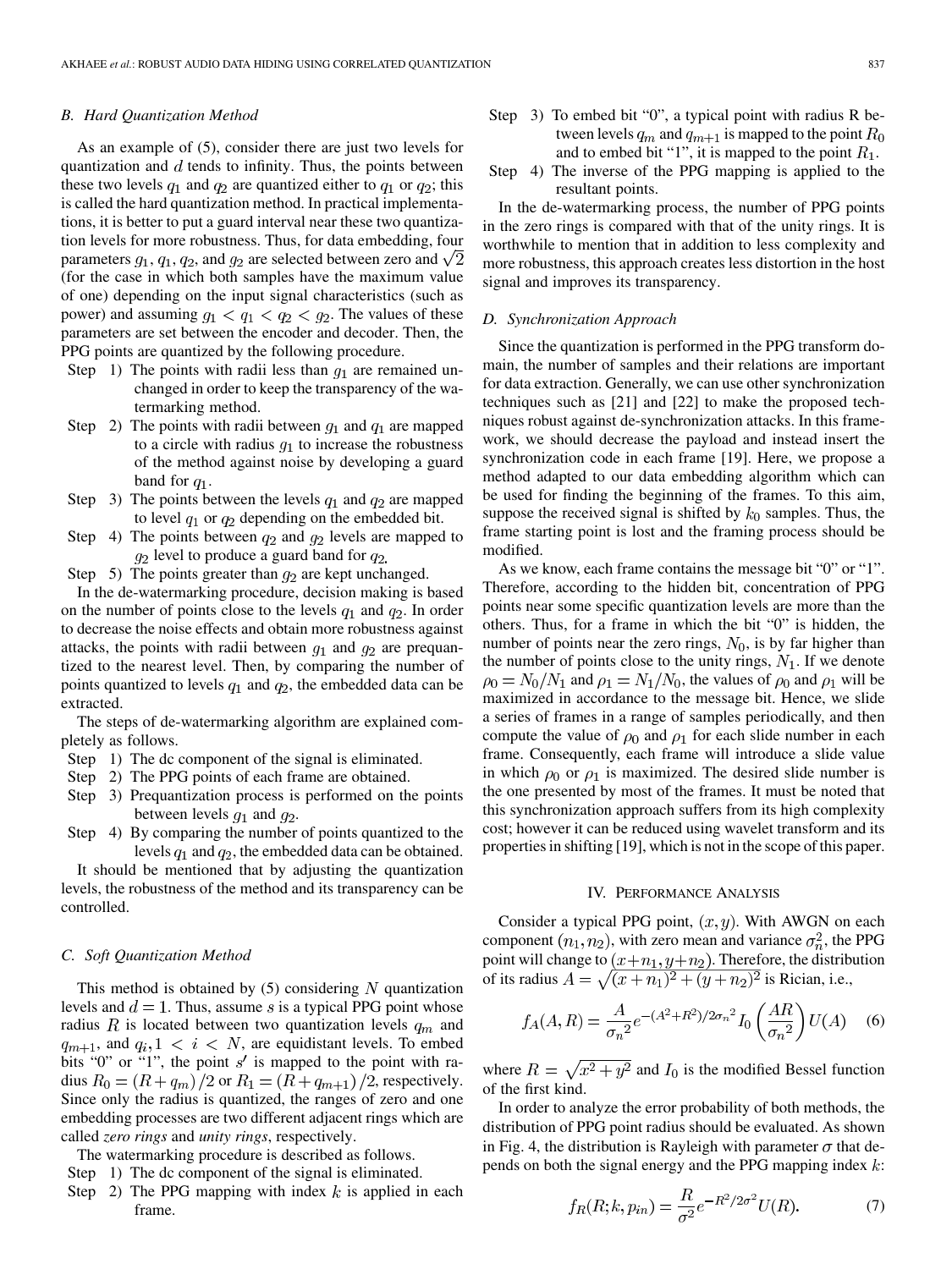### B. Hard Quantization Method

As an example of (5), consider there are just two levels for quantization and $d$ tends to infinity. Thus, the points between these two levels $q_1$ and $q_2$ are quantized either to $q_1$ or $q_2$; this is called the hard quantization method. In practical implementations, it is better to put a guard interval near these two quantization levels for more robustness. Thus, for data embedding, four parameters $g_1$, $q_1$, $q_2$, and $g_2$ are selected between zero and $\sqrt{2}$ (for the case in which both samples have the maximum value of one) depending on the input signal characteristics (such as power) and assuming $g_1 < q_1 < q_2 < g_2$. The values of these parameters are set between the encoder and decoder. Then, the PPG points are quantized by the following procedure.

- Step 1) The points with radii less than $g_1$ are remained unchanged in order to keep the transparency of the watermarking method.
- Step 2) The points with radii between $g_1$ and $q_1$ are mapped to a circle with radius $g_1$ to increase the robustness of the method against noise by developing a guard band for $q_1$.
- Step 3) The points between the levels $q_1$ and $q_2$ are mapped to level $q_1$ or $q_2$ depending on the embedded bit.
- Step 4) The points between $q_2$ and $g_2$ levels are mapped to $g_2$ level to produce a guard band for $q_2$.
- Step 5) The points greater than $g_2$ are kept unchanged.

In the de-watermarking procedure, decision making is based on the number of points close to the levels $q_1$ and $q_2$. In order to decrease the noise effects and obtain more robustness against attacks, the points with radii between $g_1$ and $g_2$ are prequantized to the nearest level. Then, by comparing the number of points quantized to levels $q_1$ and $q_2$, the embedded data can be extracted.

The steps of de-watermarking algorithm are explained completely as follows.

- Step 1) The dc component of the signal is eliminated.
- Step 2) The PPG points of each frame are obtained.
- Step 3) Prequantization process is performed on the points between levels $g_1$ and $g_2$.
- Step 4) By comparing the number of points quantized to the levels $q_1$ and $q_2$, the embedded data can be obtained.

It should be mentioned that by adjusting the quantization levels, the robustness of the method and its transparency can be controlled.

### C. Soft Quantization Method

This method is obtained by (5) considering $N$ quantization levels and $d = 1$. Thus, assume $s$ is a typical PPG point whose radius $R$ is located between two quantization levels $q_m$ and $q_{m+1}$, and $q_i, 1 < i < N$, are equidistant levels. To embed bits "0" or "1", the point $s'$ is mapped to the point with radius $R_0 = (R + q_m)/2$ or $R_1 = (R + q_{m+1})/2$, respectively. Since only the radius is quantized, the ranges of zero and one embedding processes are two different adjacent rings which are called *zero rings* and *unity rings*, respectively.

The watermarking procedure is described as follows.

- Step 1) The dc component of the signal is eliminated.
- Step 2) The PPG mapping with index $k$ is applied in each frame.
- Step 3) To embed bit "0", a typical point with radius R between levels $q_m$ and $q_{m+1}$ is mapped to the point $R_0$ and to embed bit "1", it is mapped to the point $R_1$.
- Step 4) The inverse of the PPG mapping is applied to the resultant points.

In the de-watermarking process, the number of PPG points in the zero rings is compared with that of the unity rings. It is worthwhile to mention that in addition to less complexity and more robustness, this approach creates less distortion in the host signal and improves its transparency.

### D. Synchronization Approach

Since the quantization is performed in the PPG transform domain, the number of samples and their relations are important for data extraction. Generally, we can use other synchronization techniques such as [21] and [22] to make the proposed techniques robust against de-synchronization attacks. In this framework, we should decrease the payload and instead insert the synchronization code in each frame [19]. Here, we propose a method adapted to our data embedding algorithm which can be used for finding the beginning of the frames. To this aim, suppose the received signal is shifted by $k_0$ samples. Thus, the frame starting point is lost and the framing process should be modified.

As we know, each frame contains the message bit "0" or "1". Therefore, according to the hidden bit, concentration of PPG points near some specific quantization levels are more than the others. Thus, for a frame in which the bit "0" is hidden, the number of points near the zero rings, $N_0$, is by far higher than the number of points close to the unity rings, $N_1$. If we denote $\rho_0 = N_0/N_1$ and $\rho_1 = N_1/N_0$, the values of $\rho_0$ and $\rho_1$ will be maximized in accordance to the message bit. Hence, we slide a series of frames in a range of samples periodically, and then compute the value of $\rho_0$ and $\rho_1$ for each slide number in each frame. Consequently, each frame will introduce a slide value in which $\rho_0$ or $\rho_1$ is maximized. The desired slide number is the one presented by most of the frames. It must be noted that this synchronization approach suffers from its high complexity cost; however it can be reduced using wavelet transform and its properties in shifting [19], which is not in the scope of this paper.

## IV. Performance Analysis

Consider a typical PPG point, $(x, y)$. With AWGN on each component $(n_1, n_2)$, with zero mean and variance $\sigma_n^2$, the PPG point will change to $(x+n_1, y+n_2)$. Therefore, the distribution of its radius $A = \sqrt{(x+n_1)^2 + (y+n_2)^2}$ is Rician, i.e.,

$$f_A(A, R) = \frac{A}{{\sigma_n}^2} e^{-(A^2+R^2)/2{\sigma_n}^2} I_0\left(\frac{AR}{{\sigma_n}^2}\right) U(A) \quad (6)$$

where $R = \sqrt{x^2 + y^2}$ and $I_0$ is the modified Bessel function of the first kind.

In order to analyze the error probability of both methods, the distribution of PPG point radius should be evaluated. As shown in Fig. 4, the distribution is Rayleigh with parameter $\sigma$ that depends on both the signal energy and the PPG mapping index $k$:

$$f_R(R; k, p_{in}) = \frac{R}{\sigma^2} e^{-R^2/2\sigma^2} U(R). \quad (7)$$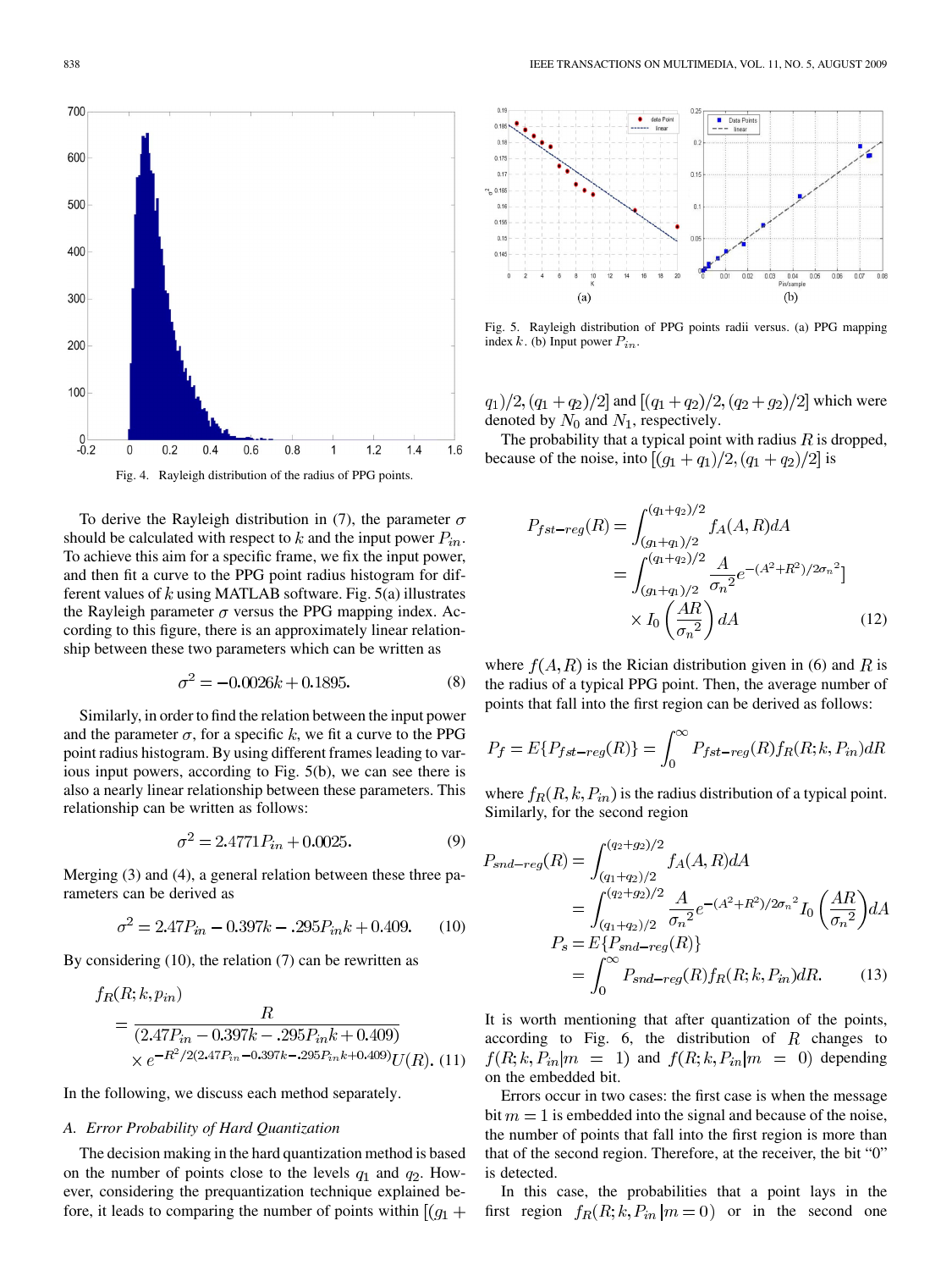Fig. 4. Rayleigh distribution of the radius of PPG points.

To derive the Rayleigh distribution in (7), the parameter $\sigma$ should be calculated with respect to $k$ and the input power $P_{in}$. To achieve this aim for a specific frame, we fix the input power, and then fit a curve to the PPG point radius histogram for different values of $k$ using MATLAB software. Fig. 5(a) illustrates the Rayleigh parameter $\sigma$ versus the PPG mapping index. According to this figure, there is an approximately linear relationship between these two parameters which can be written as

$$\sigma^2 = -0.0026k + 0.1895. \tag{8}$$

Similarly, in order to find the relation between the input power and the parameter $\sigma$, for a specific $k$, we fit a curve to the PPG point radius histogram. By using different frames leading to various input powers, according to Fig. 5(b), we can see there is also a nearly linear relationship between these parameters. This relationship can be written as follows:

$$\sigma^2 = 2.4771P_{in} + 0.0025. \tag{9}$$

Merging (3) and (4), a general relation between these three parameters can be derived as

$$\sigma^2 = 2.47P_{in} - 0.397k - .295P_{in}k + 0.409. \tag{10}$$

By considering (10), the relation (7) can be rewritten as

$$\begin{aligned} f_R(R;k,p_{in}) &= \frac{R}{(2.47P_{in} - 0.397k - .295P_{in}k + 0.409)} \\ &\quad \times e^{-R^2/2(2.47P_{in} - 0.397k - .295P_{in}k + 0.409)} U(R). \end{aligned} \tag{11}$$

In the following, we discuss each method separately.

### A. Error Probability of Hard Quantization

The decision making in the hard quantization method is based on the number of points close to the levels $q_1$ and $q_2$. However, considering the prequantization technique explained before, it leads to comparing the number of points within $[(g_1 + q_1)/2, (q_1 + q_2)/2]$ and $[(q_1 + q_2)/2, (q_2 + g_2)/2]$ which were denoted by $N_0$ and $N_1$, respectively.

Fig. 5. Rayleigh distribution of PPG points radii versus. (a) PPG mapping index $k$. (b) Input power $P_{in}$.

The probability that a typical point with radius $R$ is dropped, because of the noise, into $[(g_1 + q_1)/2, (q_1 + q_2)/2]$ is

$$\begin{aligned} P_{fst-reg}(R) &= \int_{(g_1+q_1)/2}^{(q_1+q_2)/2} f_A(A,R)dA \\ &= \int_{(g_1+q_1)/2}^{(q_1+q_2)/2} \frac{A}{\sigma_n{}^2} e^{-(A^2+R^2)/2\sigma_n{}^2]} \\ &\quad \times I_0\left(\frac{AR}{\sigma_n{}^2}\right) dA \end{aligned} \tag{12}$$

where $f(A,R)$ is the Rician distribution given in (6) and $R$ is the radius of a typical PPG point. Then, the average number of points that fall into the first region can be derived as follows:

$$P_f = E\{P_{fst-reg}(R)\} = \int_0^\infty P_{fst-reg}(R) f_R(R;k,P_{in}) dR$$

where $f_R(R,k,P_{in})$ is the radius distribution of a typical point. Similarly, for the second region

$$\begin{aligned} P_{snd-reg}(R) &= \int_{(q_1+q_2)/2}^{(q_2+g_2)/2} f_A(A,R)dA \\ &= \int_{(q_1+q_2)/2}^{(q_2+g_2)/2} \frac{A}{\sigma_n{}^2} e^{-(A^2+R^2)/2\sigma_n{}^2} I_0\left(\frac{AR}{\sigma_n{}^2}\right) dA \\ P_s &= E\{P_{snd-reg}(R)\} \\ &= \int_0^\infty P_{snd-reg}(R) f_R(R;k,P_{in}) dR. \end{aligned} \tag{13}$$

It is worth mentioning that after quantization of the points, according to Fig. 6, the distribution of $R$ changes to $f(R;k,P_{in}|m=1)$ and $f(R;k,P_{in}|m=0)$ depending on the embedded bit.

Errors occur in two cases: the first case is when the message bit $m = 1$ is embedded into the signal and because of the noise, the number of points that fall into the first region is more than that of the second region. Therefore, at the receiver, the bit "0" is detected.

In this case, the probabilities that a point lays in the first region $f_R(R;k,P_{in}|m=0)$ or in the second one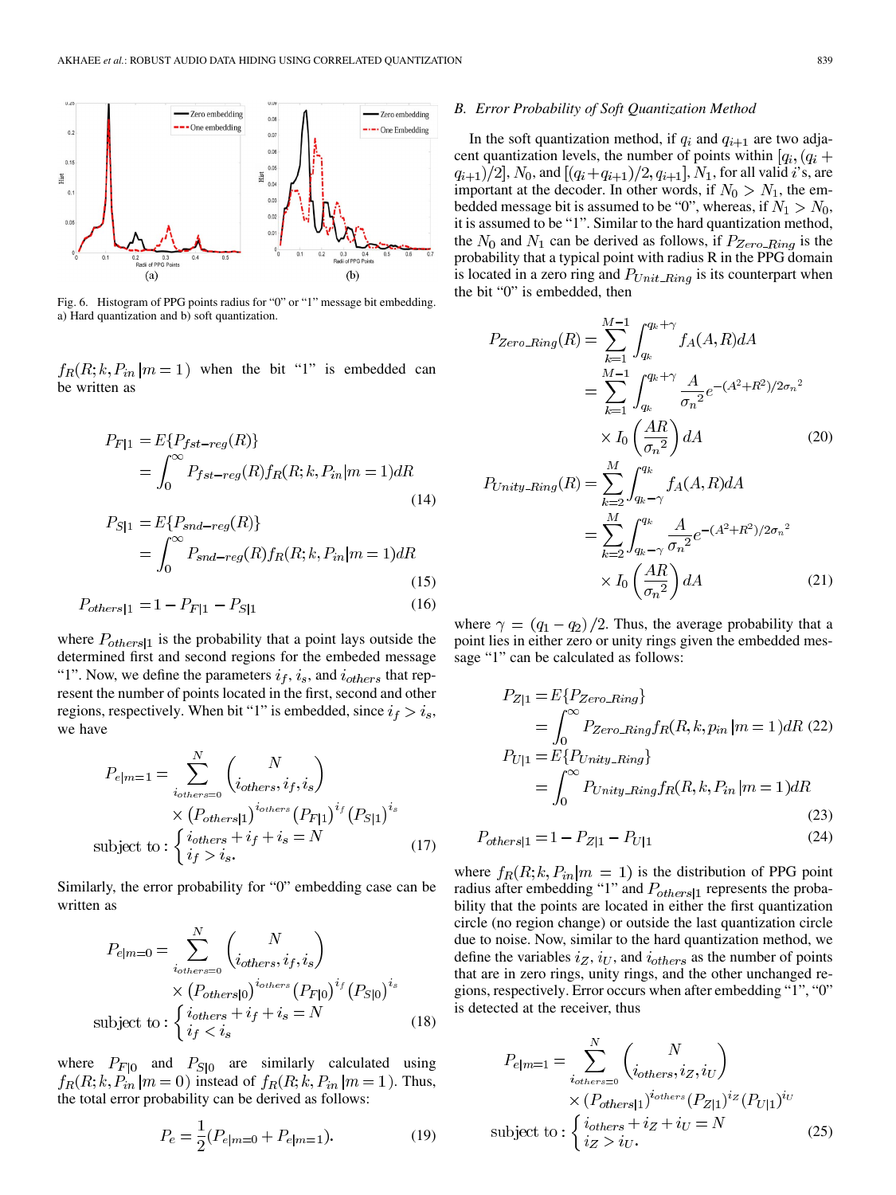Fig. 6. Histogram of PPG points radius for "0" or "1" message bit embedding. a) Hard quantization and b) soft quantization.

$f_R(R;k,P_{in}|m=1)$ when the bit "1" is embedded can be written as

$$P_{F|1} = E\{P_{fst-reg}(R)\} = \int_0^\infty P_{fst-reg}(R) f_R(R;k,P_{in}|m=1)dR \tag{14}$$

$$P_{S|1} = E\{P_{snd-reg}(R)\} = \int_0^\infty P_{snd-reg}(R) f_R(R;k,P_{in}|m=1)dR \tag{15}$$

$$P_{others|1} = 1 - P_{F|1} - P_{S|1} \tag{16}$$

where $P_{others|1}$ is the probability that a point lays outside the determined first and second regions for the embeded message "1". Now, we define the parameters $i_f$, $i_s$, and $i_{others}$ that represent the number of points located in the first, second and other regions, respectively. When bit "1" is embedded, since $i_f > i_s$, we have

$$P_{e|m=1} = \sum_{i_{others}=0}^{N} \binom{N}{i_{others}, i_f, i_s} \times (P_{others|1})^{i_{others}} (P_{F|1})^{i_f} (P_{S|1})^{i_s}$$
$$\text{subject to}: \begin{cases} i_{others} + i_f + i_s = N \\ i_f > i_s. \end{cases} \tag{17}$$

Similarly, the error probability for "0" embedding case can be written as

$$P_{e|m=0} = \sum_{i_{others}=0}^{N} \binom{N}{i_{others}, i_f, i_s} \times (P_{others|0})^{i_{others}} (P_{F|0})^{i_f} (P_{S|0})^{i_s}$$
$$\text{subject to}: \begin{cases} i_{others} + i_f + i_s = N \\ i_f < i_s \end{cases} \tag{18}$$

where $P_{F|0}$ and $P_{S|0}$ are similarly calculated using $f_R(R;k,P_{in}|m=0)$ instead of $f_R(R;k,P_{in}|m=1)$. Thus, the total error probability can be derived as follows:

$$P_e = \frac{1}{2}(P_{e|m=0} + P_{e|m=1}). \tag{19}$$

### B. Error Probability of Soft Quantization Method

In the soft quantization method, if $q_i$ and $q_{i+1}$ are two adjacent quantization levels, the number of points within $[q_i,(q_i+q_{i+1})/2]$, $N_0$, and $[(q_i+q_{i+1})/2, q_{i+1}]$, $N_1$, for all valid $i$'s, are important at the decoder. In other words, if $N_0 > N_1$, the embedded message bit is assumed to be "0", whereas, if $N_1 > N_0$, it is assumed to be "1". Similar to the hard quantization method, the $N_0$ and $N_1$ can be derived as follows, if $P_{Zero\_Ring}$ is the probability that a typical point with radius R in the PPG domain is located in a zero ring and $P_{Unit\_Ring}$ is its counterpart when the bit "0" is embedded, then

$$P_{Zero\_Ring}(R) = \sum_{k=1}^{M-1} \int_{q_k}^{q_k+\gamma} f_A(A,R)dA = \sum_{k=1}^{M-1} \int_{q_k}^{q_k+\gamma} \frac{A}{{\sigma_n}^2} e^{-(A^2+R^2)/2{\sigma_n}^2} \times I_0\left(\frac{AR}{{\sigma_n}^2}\right) dA \tag{20}$$

$$P_{Unity\_Ring}(R) = \sum_{k=2}^{M} \int_{q_k-\gamma}^{q_k} f_A(A,R)dA = \sum_{k=2}^{M} \int_{q_k-\gamma}^{q_k} \frac{A}{{\sigma_n}^2} e^{-(A^2+R^2)/2{\sigma_n}^2} \times I_0\left(\frac{AR}{{\sigma_n}^2}\right) dA \tag{21}$$

where $\gamma = (q_1 - q_2)/2$. Thus, the average probability that a point lies in either zero or unity rings given the embedded message "1" can be calculated as follows:

$$P_{Z|1} = E\{P_{Zero\_Ring}\} = \int_0^\infty P_{Zero\_Ring} f_R(R,k,p_{in}|m=1)dR \tag{22}$$

$$P_{U|1} = E\{P_{Unity\_Ring}\} = \int_0^\infty P_{Unity\_Ring} f_R(R,k,P_{in}|m=1)dR \tag{23}$$

$$P_{others|1} = 1 - P_{Z|1} - P_{U|1} \tag{24}$$

where $f_R(R;k,P_{in}|m=1)$ is the distribution of PPG point radius after embedding "1" and $P_{others|1}$ represents the probability that the points are located in either the first quantization circle (no region change) or outside the last quantization circle due to noise. Now, similar to the hard quantization method, we define the variables $i_Z$, $i_U$, and $i_{others}$ as the number of points that are in zero rings, unity rings, and the other unchanged regions, respectively. Error occurs when after embedding "1", "0" is detected at the receiver, thus

$$P_{e|m=1} = \sum_{i_{others}=0}^{N} \binom{N}{i_{others}, i_Z, i_U} \times (P_{others|1})^{i_{others}} (P_{Z|1})^{i_Z} (P_{U|1})^{i_U}$$
$$\text{subject to}: \begin{cases} i_{others} + i_Z + i_U = N \\ i_Z > i_U. \end{cases} \tag{25}$$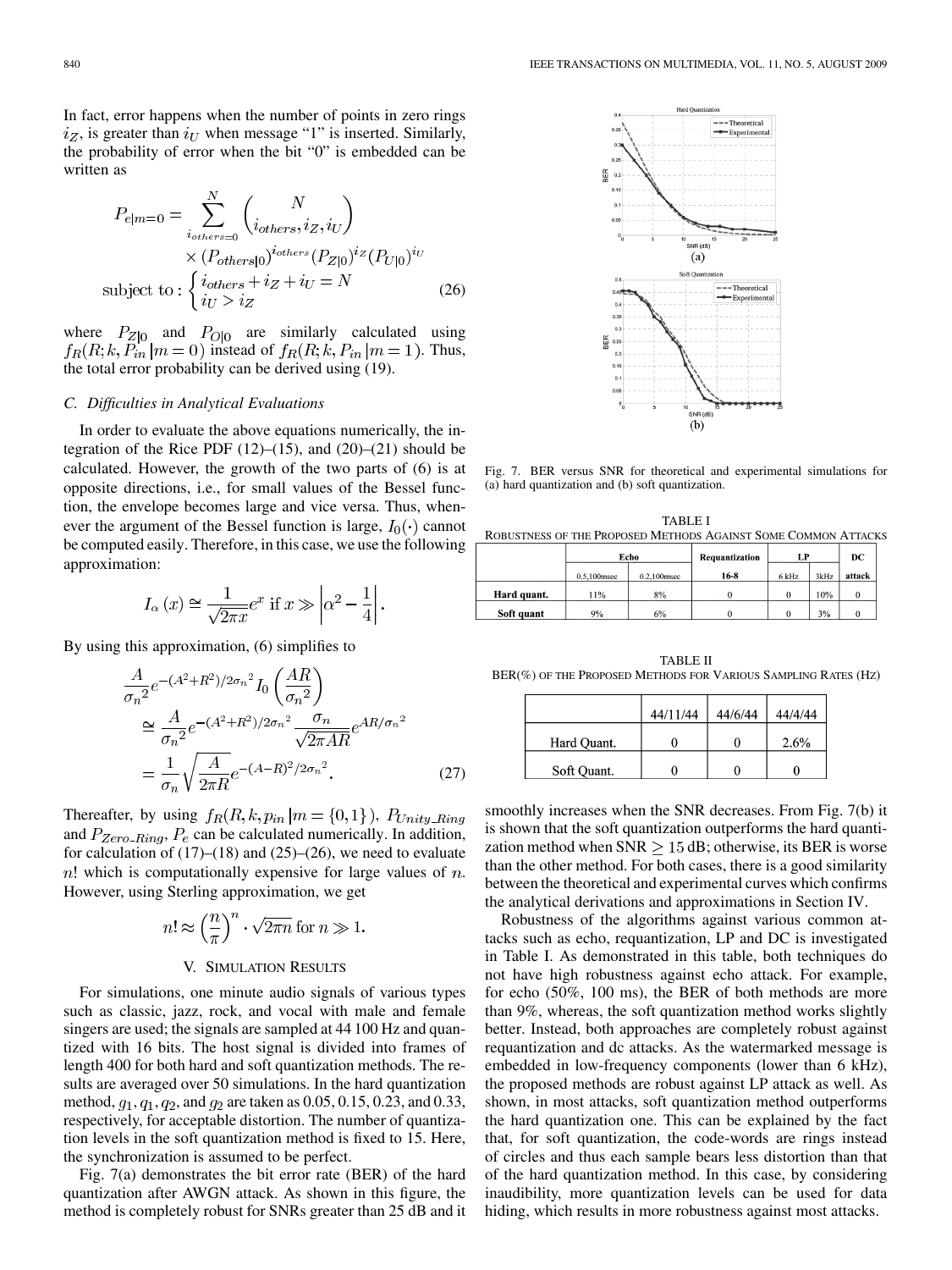In fact, error happens when the number of points in zero rings $i_Z$, is greater than $i_U$ when message "1" is inserted. Similarly, the probability of error when the bit "0" is embedded can be written as

$$
\begin{aligned}
P_{e|m=0} = \sum_{i_{others}=0}^{N} &\binom{N}{i_{others}, i_Z, i_U} \\
&\times (P_{others|0})^{i_{others}} (P_{Z|0})^{i_Z} (P_{U|0})^{i_U} \\
\text{subject to} : &\begin{cases} i_{others} + i_Z + i_U = N \\ i_U > i_Z \end{cases}
\end{aligned} \tag{26}
$$

where $P_{Z|0}$ and $P_{O|0}$ are similarly calculated using $f_R(R; k, P_{in} | m = 0)$ instead of $f_R(R; k, P_{in} | m = 1)$. Thus, the total error probability can be derived using (19).

### C. Difficulties in Analytical Evaluations

In order to evaluate the above equations numerically, the integration of the Rice PDF (12)–(15), and (20)–(21) should be calculated. However, the growth of the two parts of (6) is at opposite directions, i.e., for small values of the Bessel function, the envelope becomes large and vice versa. Thus, whenever the argument of the Bessel function is large, $I_0(\cdot)$ cannot be computed easily. Therefore, in this case, we use the following approximation:

$$I_\alpha(x) \cong \frac{1}{\sqrt{2\pi x}} e^x \text{ if } x \gg \left| \alpha^2 - \frac{1}{4} \right|.$$

By using this approximation, (6) simplifies to

$$
\begin{aligned}
&\frac{A}{\sigma_n{}^2} e^{-(A^2+R^2)/2\sigma_n{}^2} I_0\left(\frac{AR}{\sigma_n{}^2}\right) \\
&\cong \frac{A}{\sigma_n{}^2} e^{-(A^2+R^2)/2\sigma_n{}^2} \frac{\sigma_n}{\sqrt{2\pi AR}} e^{AR/\sigma_n{}^2} \\
&= \frac{1}{\sigma_n} \sqrt{\frac{A}{2\pi R}} e^{-(A-R)^2/2\sigma_n{}^2}.
\end{aligned} \tag{27}
$$

Thereafter, by using $f_R(R, k, p_{in} | m = \{0, 1\})$, $P_{Unity\_Ring}$ and $P_{Zero\_Ring}$, $P_e$ can be calculated numerically. In addition, for calculation of (17)–(18) and (25)–(26), we need to evaluate $n!$ which is computationally expensive for large values of $n$. However, using Sterling approximation, we get

$$n! \approx \left(\frac{n}{\pi}\right)^n \cdot \sqrt{2\pi n} \text{ for } n \gg 1.$$

## V. Simulation Results

For simulations, one minute audio signals of various types such as classic, jazz, rock, and vocal with male and female singers are used; the signals are sampled at 44 100 Hz and quantized with 16 bits. The host signal is divided into frames of length 400 for both hard and soft quantization methods. The results are averaged over 50 simulations. In the hard quantization method, $g_1$, $q_1$, $q_2$, and $g_2$ are taken as 0.05, 0.15, 0.23, and 0.33, respectively, for acceptable distortion. The number of quantization levels in the soft quantization method is fixed to 15. Here, the synchronization is assumed to be perfect.

Fig. 7(a) demonstrates the bit error rate (BER) of the hard quantization after AWGN attack. As shown in this figure, the method is completely robust for SNRs greater than 25 dB and it smoothly increases when the SNR decreases. From Fig. 7(b) it is shown that the soft quantization outperforms the hard quantization method when SNR $\geq$ 15 dB; otherwise, its BER is worse than the other method. For both cases, there is a good similarity between the theoretical and experimental curves which confirms the analytical derivations and approximations in Section IV.

Robustness of the algorithms against various common attacks such as echo, requantization, LP and DC is investigated in Table I. As demonstrated in this table, both techniques do not have high robustness against echo attack. For example, for echo (50%, 100 ms), the BER of both methods are more than 9%, whereas, the soft quantization method works slightly better. Instead, both approaches are completely robust against requantization and dc attacks. As the watermarked message is embedded in low-frequency components (lower than 6 kHz), the proposed methods are robust against LP attack as well. As shown, in most attacks, soft quantization method outperforms the hard quantization one. This can be explained by the fact that, for soft quantization, the code-words are rings instead of circles and thus each sample bears less distortion than that of the hard quantization method. In this case, by considering inaudibility, more quantization levels can be used for data hiding, which results in more robustness against most attacks.

Fig. 7. BER versus SNR for theoretical and experimental simulations for (a) hard quantization and (b) soft quantization.

TABLE I
ROBUSTNESS OF THE PROPOSED METHODS AGAINST SOME COMMON ATTACKS

| | Echo | | Requantization | LP | | DC |
|---|---|---|---|---|---|---|
| | 0.5,100msec | 0.2,100msec | 16-8 | 6 kHz | 3kHz | attack |
| **Hard quant.** | 11% | 8% | 0 | 0 | 10% | 0 |
| **Soft quant** | 9% | 6% | 0 | 0 | 3% | 0 |

TABLE II
BER(%) OF THE PROPOSED METHODS FOR VARIOUS SAMPLING RATES (HZ)

| | 44/11/44 | 44/6/44 | 44/4/44 |
|---|---|---|---|
| Hard Quant. | 0 | 0 | 2.6% |
| Soft Quant. | 0 | 0 | 0 |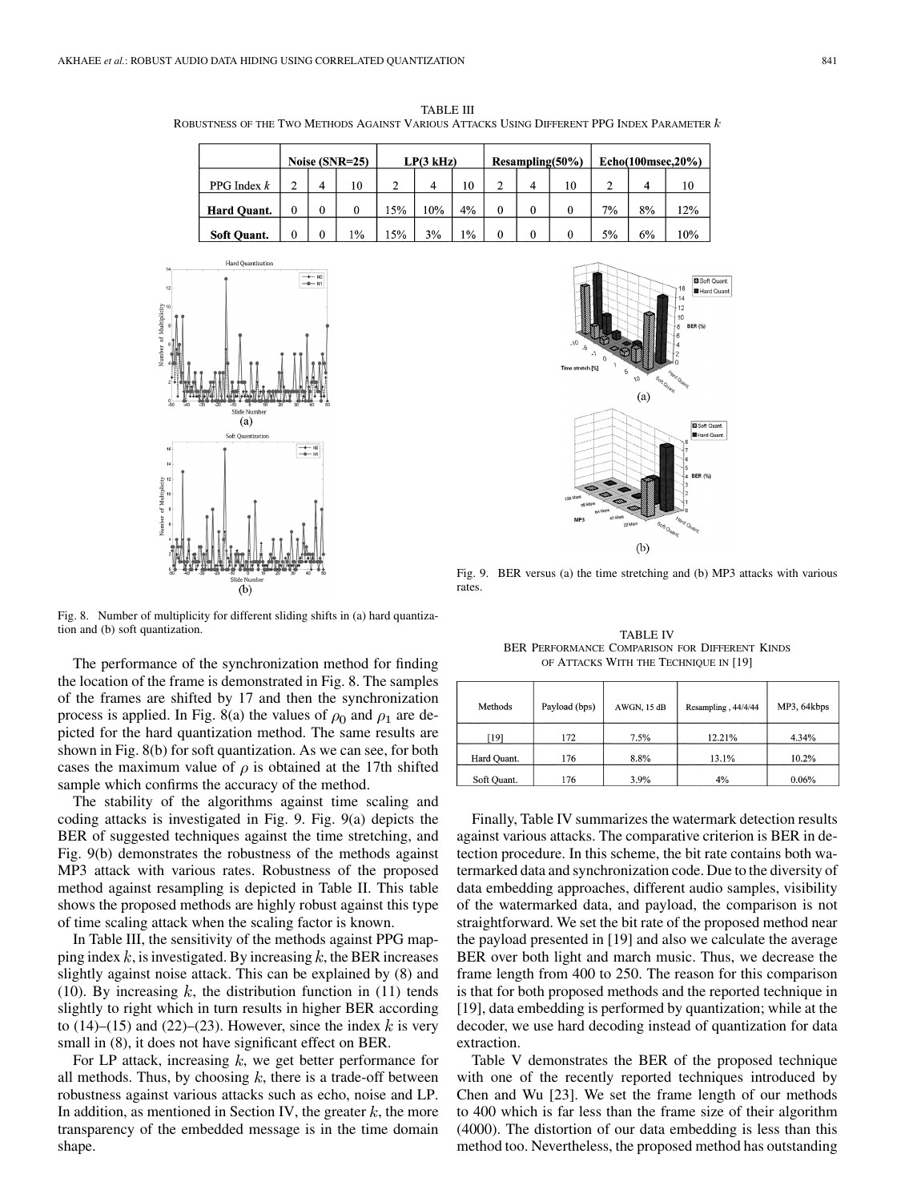TABLE III
ROBUSTNESS OF THE TWO METHODS AGAINST VARIOUS ATTACKS USING DIFFERENT PPG INDEX PARAMETER $k$

| | Noise (SNR=25) | | | LP(3 kHz) | | | Resampling(50%) | | | Echo(100msec,20%) | | |
|---|---|---|---|---|---|---|---|---|---|---|---|---|
| PPG Index $k$ | 2 | 4 | 10 | 2 | 4 | 10 | 2 | 4 | 10 | 2 | 4 | 10 |
| **Hard Quant.** | 0 | 0 | 0 | 15% | 10% | 4% | 0 | 0 | 0 | 7% | 8% | 12% |
| **Soft Quant.** | 0 | 0 | 1% | 15% | 3% | 1% | 0 | 0 | 0 | 5% | 6% | 10% |

Fig. 8. Number of multiplicity for different sliding shifts in (a) hard quantization and (b) soft quantization.

Fig. 9. BER versus (a) the time stretching and (b) MP3 attacks with various rates.

The performance of the synchronization method for finding the location of the frame is demonstrated in Fig. 8. The samples of the frames are shifted by 17 and then the synchronization process is applied. In Fig. 8(a) the values of $\rho_0$ and $\rho_1$ are depicted for the hard quantization method. The same results are shown in Fig. 8(b) for soft quantization. As we can see, for both cases the maximum value of $\rho$ is obtained at the 17th shifted sample which confirms the accuracy of the method.

The stability of the algorithms against time scaling and coding attacks is investigated in Fig. 9. Fig. 9(a) depicts the BER of suggested techniques against the time stretching, and Fig. 9(b) demonstrates the robustness of the methods against MP3 attack with various rates. Robustness of the proposed method against resampling is depicted in Table II. This table shows the proposed methods are highly robust against this type of time scaling attack when the scaling factor is known.

In Table III, the sensitivity of the methods against PPG mapping index $k$, is investigated. By increasing $k$, the BER increases slightly against noise attack. This can be explained by (8) and (10). By increasing $k$, the distribution function in (11) tends slightly to right which in turn results in higher BER according to (14)–(15) and (22)–(23). However, since the index $k$ is very small in (8), it does not have significant effect on BER.

For LP attack, increasing $k$, we get better performance for all methods. Thus, by choosing $k$, there is a trade-off between robustness against various attacks such as echo, noise and LP. In addition, as mentioned in Section IV, the greater $k$, the more transparency of the embedded message is in the time domain shape.

TABLE IV
BER PERFORMANCE COMPARISON FOR DIFFERENT KINDS OF ATTACKS WITH THE TECHNIQUE IN [19]

| Methods | Payload (bps) | AWGN, 15 dB | Resampling , 44/4/44 | MP3, 64kbps |
|---|---|---|---|---|
| [19] | 172 | 7.5% | 12.21% | 4.34% |
| Hard Quant. | 176 | 8.8% | 13.1% | 10.2% |
| Soft Quant. | 176 | 3.9% | 4% | 0.06% |

Finally, Table IV summarizes the watermark detection results against various attacks. The comparative criterion is BER in detection procedure. In this scheme, the bit rate contains both watermarked data and synchronization code. Due to the diversity of data embedding approaches, different audio samples, visibility of the watermarked data, and payload, the comparison is not straightforward. We set the bit rate of the proposed method near the payload presented in [19] and also we calculate the average BER over both light and march music. Thus, we decrease the frame length from 400 to 250. The reason for this comparison is that for both proposed methods and the reported technique in [19], data embedding is performed by quantization; while at the decoder, we use hard decoding instead of quantization for data extraction.

Table V demonstrates the BER of the proposed technique with one of the recently reported techniques introduced by Chen and Wu [23]. We set the frame length of our methods to 400 which is far less than the frame size of their algorithm (4000). The distortion of our data embedding is less than this method too. Nevertheless, the proposed method has outstanding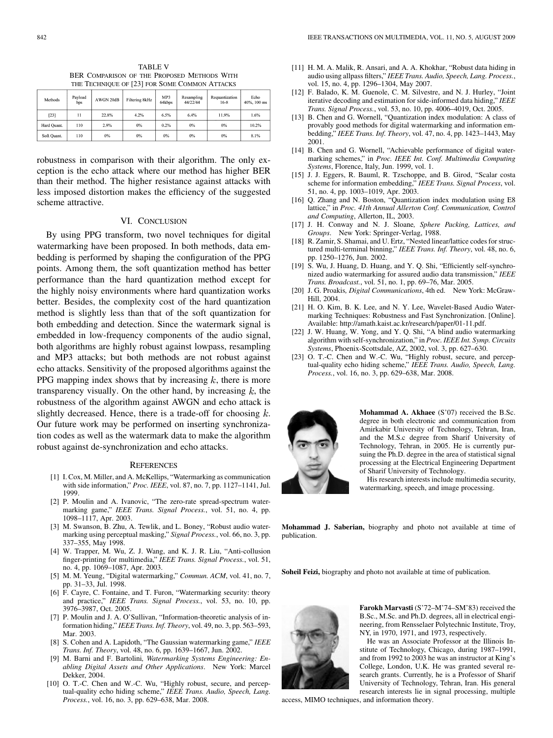TABLE V
BER COMPARISON OF THE PROPOSED METHODS WITH THE TECHNIQUE OF [23] FOR SOME COMMON ATTACKS

| Methods | Payload bps | AWGN 20dB | Filtering 8kHz | MP3 64kbps | Resampling 44/22/44 | Requantization 16-8 | Echo 40%, 100 ms |
|---|---|---|---|---|---|---|---|
| [23] | 11 | 22.8% | 4.2% | 6.5% | 6.4% | 11.9% | 1.6% |
| Hard Quant. | 110 | 2.9% | 0% | 0.2% | 0% | 0% | 10.2% |
| Soft Quant. | 110 | 0% | 0% | 0% | 0% | 0% | 8.1% |

robustness in comparison with their algorithm. The only exception is the echo attack where our method has higher BER than their method. The higher resistance against attacks with less imposed distortion makes the efficiency of the suggested scheme attractive.

## VI. CONCLUSION

By using PPG transform, two novel techniques for digital watermarking have been proposed. In both methods, data embedding is performed by shaping the configuration of the PPG points. Among them, the soft quantization method has better performance than the hard quantization method except for the highly noisy environments where hard quantization works better. Besides, the complexity cost of the hard quantization method is slightly less than that of the soft quantization for both embedding and detection. Since the watermark signal is embedded in low-frequency components of the audio signal, both algorithms are highly robust against lowpass, resampling and MP3 attacks; but both methods are not robust against echo attacks. Sensitivity of the proposed algorithms against the PPG mapping index shows that by increasing $k$, there is more transparency visually. On the other hand, by increasing $k$, the robustness of the algorithm against AWGN and echo attack is slightly decreased. Hence, there is a trade-off for choosing $k$. Our future work may be performed on inserting synchronization codes as well as the watermark data to make the algorithm robust against de-synchronization and echo attacks.

## REFERENCES

[1] I. Cox, M. Miller, and A. McKellips, "Watermarking as communication with side information," *Proc. IEEE*, vol. 87, no. 7, pp. 1127–1141, Jul. 1999.

[2] P. Moulin and A. Ivanovic, "The zero-rate spread-spectrum watermarking game," *IEEE Trans. Signal Process.*, vol. 51, no. 4, pp. 1098–1117, Apr. 2003.

[3] M. Swanson, B. Zhu, A. Tewlik, and L. Boney, "Robust audio watermarking using perceptual masking," *Signal Process.*, vol. 66, no. 3, pp. 337–355, May 1998.

[4] W. Trapper, M. Wu, Z. J. Wang, and K. J. R. Liu, "Anti-collusion finger-printing for multimedia," *IEEE Trans. Signal Process.*, vol. 51, no. 4, pp. 1069–1087, Apr. 2003.

[5] M. M. Yeung, "Digital watermarking," *Commun. ACM*, vol. 41, no. 7, pp. 31–33, Jul. 1998.

[6] F. Cayre, C. Fontaine, and T. Furon, "Watermarking security: theory and practice," *IEEE Trans. Signal Process.*, vol. 53, no. 10, pp. 3976–3987, Oct. 2005.

[7] P. Moulin and J. A. O'Sullivan, "Information-theoretic analysis of information hiding," *IEEE Trans. Inf. Theory*, vol. 49, no. 3, pp. 563–593, Mar. 2003.

[8] S. Cohen and A. Lapidoth, "The Gaussian watermarking game," *IEEE Trans. Inf. Theory*, vol. 48, no. 6, pp. 1639–1667, Jun. 2002.

[9] M. Barni and F. Bartolini, *Watermarking Systems Engineering: Enabling Digital Assets and Other Applications*. New York: Marcel Dekker, 2004.

[10] O. T.-C. Chen and W.-C. Wu, "Highly robust, secure, and perceptual-quality echo hiding scheme," *IEEE Trans. Audio, Speech, Lang. Process.*, vol. 16, no. 3, pp. 629–638, Mar. 2008.

[11] H. M. A. Malik, R. Ansari, and A. A. Khokhar, "Robust data hiding in audio using allpass filters," *IEEE Trans. Audio, Speech, Lang. Process.*, vol. 15, no. 4, pp. 1296–1304, May 2007.

[12] F. Balado, K. M. Guenole, C. M. Silvestre, and N. J. Hurley, "Joint iterative decoding and estimation for side-informed data hiding," *IEEE Trans. Signal Process.*, vol. 53, no. 10, pp. 4006–4019, Oct. 2005.

[13] B. Chen and G. Wornell, "Quantization index modulation: A class of provably good methods for digital watermarking and information embedding," *IEEE Trans. Inf. Theory*, vol. 47, no. 4, pp. 1423–1443, May 2001.

[14] B. Chen and G. Wornell, "Achievable performance of digital watermarking schemes," in *Proc. IEEE Int. Conf. Multimedia Computing Systems*, Florence, Italy, Jun. 1999, vol. 1.

[15] J. J. Eggers, R. Bauml, R. Tzschoppe, and B. Girod, "Scalar costa scheme for information embedding," *IEEE Trans. Signal Process*, vol. 51, no. 4, pp. 1003–1019, Apr. 2003.

[16] Q. Zhang and N. Boston, "Quantization index modulation using E8 lattice," in *Proc. 41th Annual Allerton Conf. Communication, Control and Computing*, Allerton, IL, 2003.

[17] J. H. Conway and N. J. Sloane, *Sphere Packing, Lattices, and Groups*. New York: Springer-Verlag, 1988.

[18] R. Zamir, S. Shamai, and U. Ertz, "Nested linear/lattice codes for structured multi-terminal binning," *IEEE Trans. Inf. Theory*, vol. 48, no. 6, pp. 1250–1276, Jun. 2002.

[19] S. Wu, J. Huang, D. Huang, and Y. Q. Shi, "Efficiently self-synchronized audio watermarking for assured audio data transmission," *IEEE Trans. Broadcast.*, vol. 51, no. 1, pp. 69–76, Mar. 2005.

[20] J. G. Proakis, *Digital Communications*, 4th ed. New York: McGraw-Hill, 2004.

[21] H. O. Kim, B. K. Lee, and N. Y. Lee, Wavelet-Based Audio Watermarking Techniques: Robustness and Fast Synchronization. [Online]. Available: http://amath.kaist.ac.kr/research/paper/01-11.pdf.

[22] J. W. Huang, W. Yong, and Y. Q. Shi, "A blind audio watermarking algorithm with self-synchronization," in *Proc. IEEE Int. Symp. Circuits Systems*, Phoenix-Scottsdale, AZ, 2002, vol. 3, pp. 627–630.

[23] O. T.-C. Chen and W.-C. Wu, "Highly robust, secure, and perceptual-quality echo hiding scheme," *IEEE Trans. Audio, Speech, Lang. Process.*, vol. 16, no. 3, pp. 629–638, Mar. 2008.

**Mohammad A. Akhaee** (S'07) received the B.Sc. degree in both electronic and communication from Amirkabir University of Technology, Tehran, Iran, and the M.S.c degree from Sharif University of Technology, Tehran, in 2005. He is currently pursuing the Ph.D. degree in the area of statistical signal processing at the Electrical Engineering Department of Sharif University of Technology.

His research interests include multimedia security, watermarking, speech, and image processing.

**Mohammad J. Saberian,** biography and photo not available at time of publication.

**Soheil Feizi,** biography and photo not available at time of publication.

**Farokh Marvasti** (S'72–M'74–SM'83) received the B.Sc., M.Sc. and Ph.D. degrees, all in electrical engineering, from Rensselaer Polytechnic Institute, Troy, NY, in 1970, 1971, and 1973, respectively.

He was an Associate Professor at the Illinois Institute of Technology, Chicago, during 1987–1991, and from 1992 to 2003 he was an instructor at King's College, London, U.K. He was granted several research grants. Currently, he is a Professor of Sharif University of Technology, Tehran, Iran. His general research interests lie in signal processing, multiple access, MIMO techniques, and information theory.